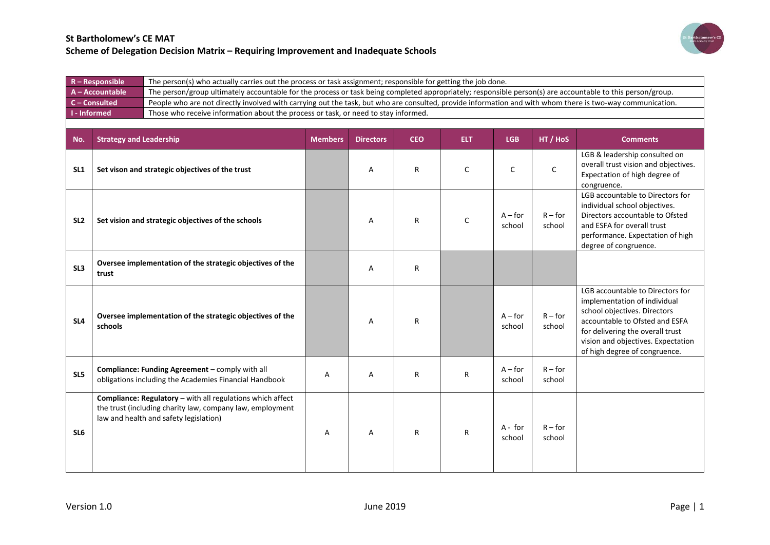# St Bartholomew's CE MAT
## Scheme of Delegation Decision Matrix – Requiring Improvement and Inadequate Schools

| | |
|---|---|
| **R – Responsible** | The person(s) who actually carries out the process or task assignment; responsible for getting the job done. |
| **A – Accountable** | The person/group ultimately accountable for the process or task being completed appropriately; responsible person(s) are accountable to this person/group. |
| **C – Consulted** | People who are not directly involved with carrying out the task, but who are consulted, provide information and with whom there is two-way communication. |
| **I - Informed** | Those who receive information about the process or task, or need to stay informed. |

| No. | Strategy and Leadership | Members | Directors | CEO | ELT | LGB | HT / HoS | Comments |
|---|---|---|---|---|---|---|---|---|
| **SL1** | **Set vison and strategic objectives of the trust** | | A | R | C | C | C | LGB & leadership consulted on overall trust vision and objectives. Expectation of high degree of congruence. |
| **SL2** | **Set vision and strategic objectives of the schools** | | A | R | C | A – for school | R – for school | LGB accountable to Directors for individual school objectives. Directors accountable to Ofsted and ESFA for overall trust performance. Expectation of high degree of congruence. |
| **SL3** | **Oversee implementation of the strategic objectives of the trust** | | A | R | | | | |
| **SL4** | **Oversee implementation of the strategic objectives of the schools** | | A | R | | A – for school | R – for school | LGB accountable to Directors for implementation of individual school objectives. Directors accountable to Ofsted and ESFA for delivering the overall trust vision and objectives. Expectation of high degree of congruence. |
| **SL5** | **Compliance: Funding Agreement** – comply with all obligations including the Academies Financial Handbook | A | A | R | R | A – for school | R – for school | |
| **SL6** | **Compliance: Regulatory** – with all regulations which affect the trust (including charity law, company law, employment law and health and safety legislation) | A | A | R | R | A - for school | R – for school | |

Version 1.0 June 2019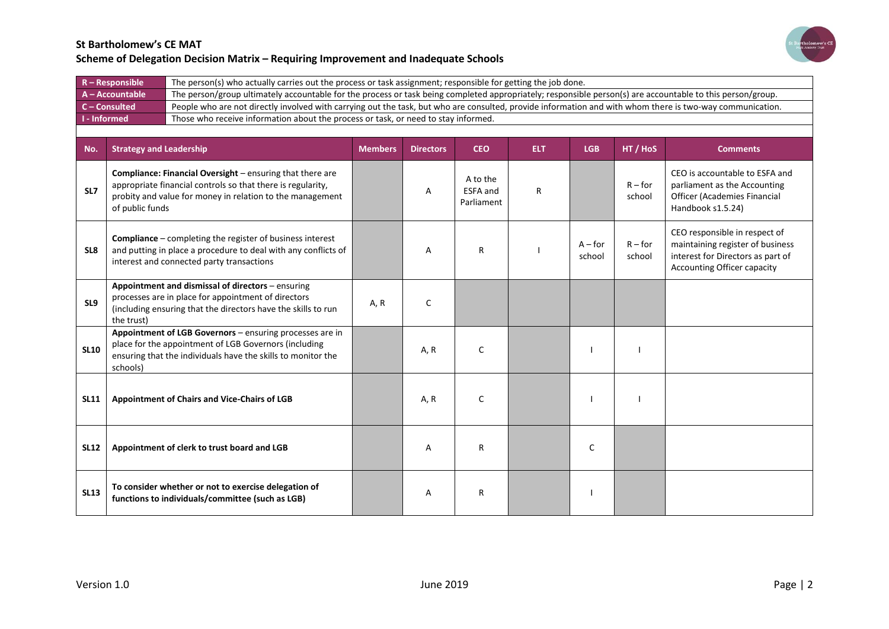## St Bartholomew's CE MAT

## Scheme of Delegation Decision Matrix – Requiring Improvement and Inadequate Schools

| | |
|---|---|
| **R – Responsible** | The person(s) who actually carries out the process or task assignment; responsible for getting the job done. |
| **A – Accountable** | The person/group ultimately accountable for the process or task being completed appropriately; responsible person(s) are accountable to this person/group. |
| **C – Consulted** | People who are not directly involved with carrying out the task, but who are consulted, provide information and with whom there is two-way communication. |
| **I - Informed** | Those who receive information about the process or task, or need to stay informed. |

| No. | Strategy and Leadership | Members | Directors | CEO | ELT | LGB | HT / HoS | Comments |
|---|---|---|---|---|---|---|---|---|
| **SL7** | **Compliance: Financial Oversight** – ensuring that there are appropriate financial controls so that there is regularity, probity and value for money in relation to the management of public funds | | A | A to the ESFA and Parliament | R | | R – for school | CEO is accountable to ESFA and parliament as the Accounting Officer (Academies Financial Handbook s1.5.24) |
| **SL8** | **Compliance** – completing the register of business interest and putting in place a procedure to deal with any conflicts of interest and connected party transactions | | A | R | I | A – for school | R – for school | CEO responsible in respect of maintaining register of business interest for Directors as part of Accounting Officer capacity |
| **SL9** | **Appointment and dismissal of directors** – ensuring processes are in place for appointment of directors (including ensuring that the directors have the skills to run the trust) | A, R | C | | | | | |
| **SL10** | **Appointment of LGB Governors** – ensuring processes are in place for the appointment of LGB Governors (including ensuring that the individuals have the skills to monitor the schools) | | A, R | C | | I | I | |
| **SL11** | **Appointment of Chairs and Vice-Chairs of LGB** | | A, R | C | | I | I | |
| **SL12** | **Appointment of clerk to trust board and LGB** | | A | R | | C | | |
| **SL13** | **To consider whether or not to exercise delegation of functions to individuals/committee (such as LGB)** | | A | R | | I | | |

Version 1.0 June 2019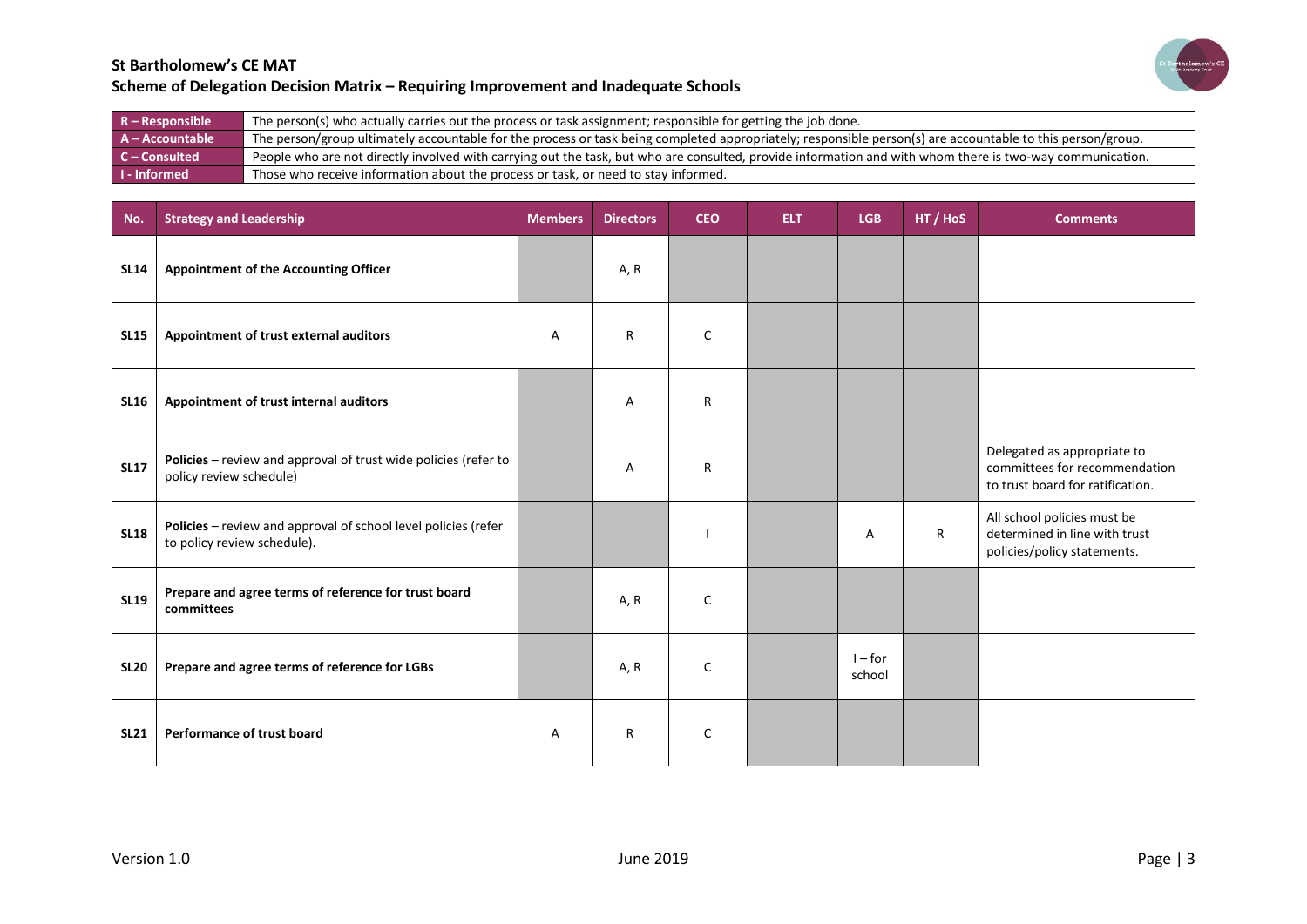## St Bartholomew's CE MAT

## Scheme of Delegation Decision Matrix – Requiring Improvement and Inadequate Schools

| | |
|---|---|
| **R – Responsible** | The person(s) who actually carries out the process or task assignment; responsible for getting the job done. |
| **A – Accountable** | The person/group ultimately accountable for the process or task being completed appropriately; responsible person(s) are accountable to this person/group. |
| **C – Consulted** | People who are not directly involved with carrying out the task, but who are consulted, provide information and with whom there is two-way communication. |
| **I - Informed** | Those who receive information about the process or task, or need to stay informed. |

| No. | Strategy and Leadership | Members | Directors | CEO | ELT | LGB | HT / HoS | Comments |
|---|---|---|---|---|---|---|---|---|
| **SL14** | **Appointment of the Accounting Officer** | | A, R | | | | | |
| **SL15** | **Appointment of trust external auditors** | A | R | C | | | | |
| **SL16** | **Appointment of trust internal auditors** | | A | R | | | | |
| **SL17** | **Policies** – review and approval of trust wide policies (refer to policy review schedule) | | A | R | | | | Delegated as appropriate to committees for recommendation to trust board for ratification. |
| **SL18** | **Policies** – review and approval of school level policies (refer to policy review schedule). | | | I | | A | R | All school policies must be determined in line with trust policies/policy statements. |
| **SL19** | **Prepare and agree terms of reference for trust board committees** | | A, R | C | | | | |
| **SL20** | **Prepare and agree terms of reference for LGBs** | | A, R | C | | I – for school | | |
| **SL21** | **Performance of trust board** | A | R | C | | | | |

Version 1.0 June 2019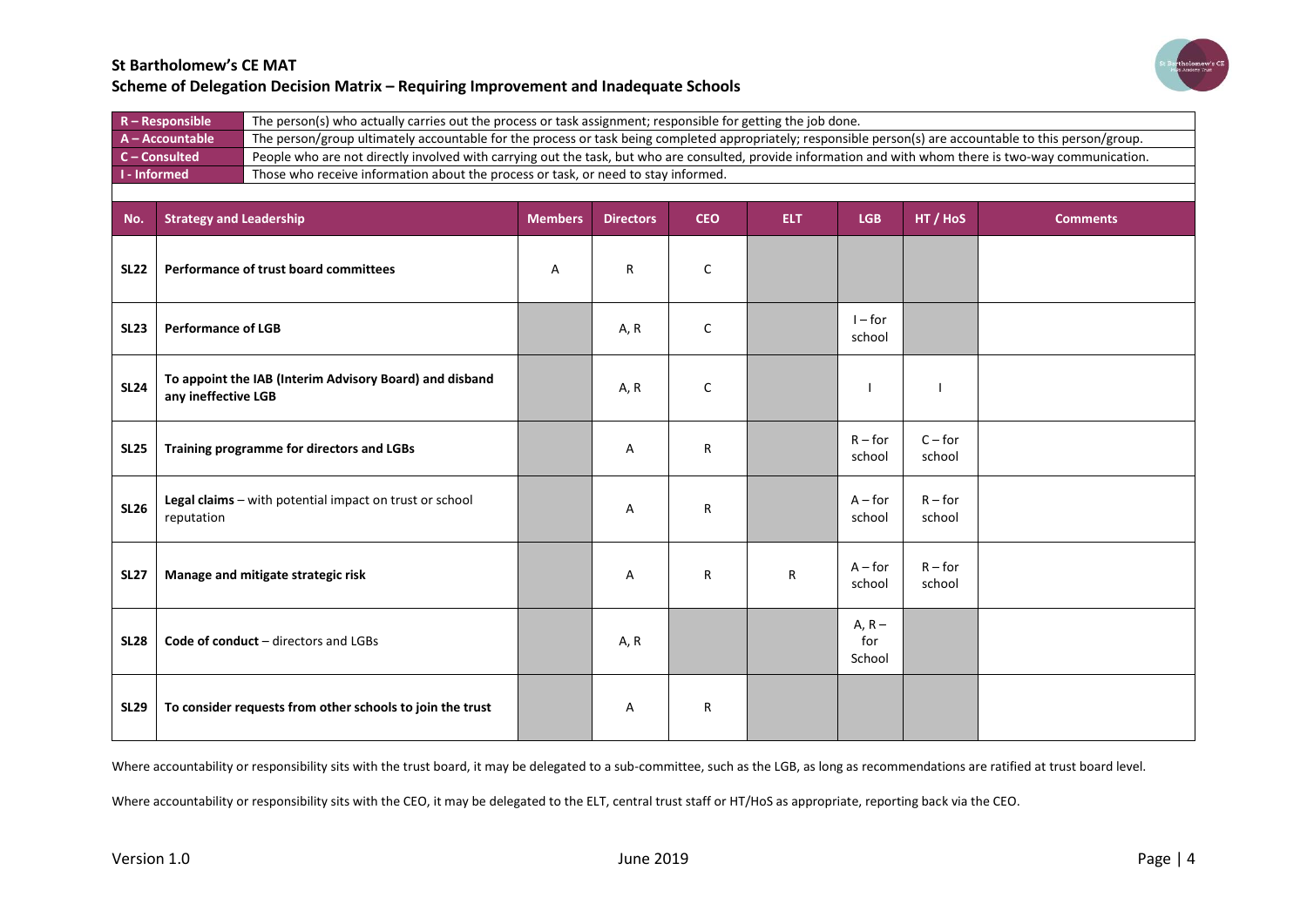## St Bartholomew's CE MAT
## Scheme of Delegation Decision Matrix – Requiring Improvement and Inadequate Schools

| | |
|---|---|
| **R – Responsible** | The person(s) who actually carries out the process or task assignment; responsible for getting the job done. |
| **A – Accountable** | The person/group ultimately accountable for the process or task being completed appropriately; responsible person(s) are accountable to this person/group. |
| **C – Consulted** | People who are not directly involved with carrying out the task, but who are consulted, provide information and with whom there is two-way communication. |
| **I - Informed** | Those who receive information about the process or task, or need to stay informed. |

| No. | Strategy and Leadership | Members | Directors | CEO | ELT | LGB | HT / HoS | Comments |
|---|---|---|---|---|---|---|---|---|
| **SL22** | **Performance of trust board committees** | A | R | C | | | | |
| **SL23** | **Performance of LGB** | | A, R | C | | I – for school | | |
| **SL24** | **To appoint the IAB (Interim Advisory Board) and disband any ineffective LGB** | | A, R | C | | I | I | |
| **SL25** | **Training programme for directors and LGBs** | | A | R | | R – for school | C – for school | |
| **SL26** | **Legal claims** – with potential impact on trust or school reputation | | A | R | | A – for school | R – for school | |
| **SL27** | **Manage and mitigate strategic risk** | | A | R | R | A – for school | R – for school | |
| **SL28** | **Code of conduct** – directors and LGBs | | A, R | | | A, R – for School | | |
| **SL29** | **To consider requests from other schools to join the trust** | | A | R | | | | |

Where accountability or responsibility sits with the trust board, it may be delegated to a sub-committee, such as the LGB, as long as recommendations are ratified at trust board level.

Where accountability or responsibility sits with the CEO, it may be delegated to the ELT, central trust staff or HT/HoS as appropriate, reporting back via the CEO.

Version 1.0 June 2019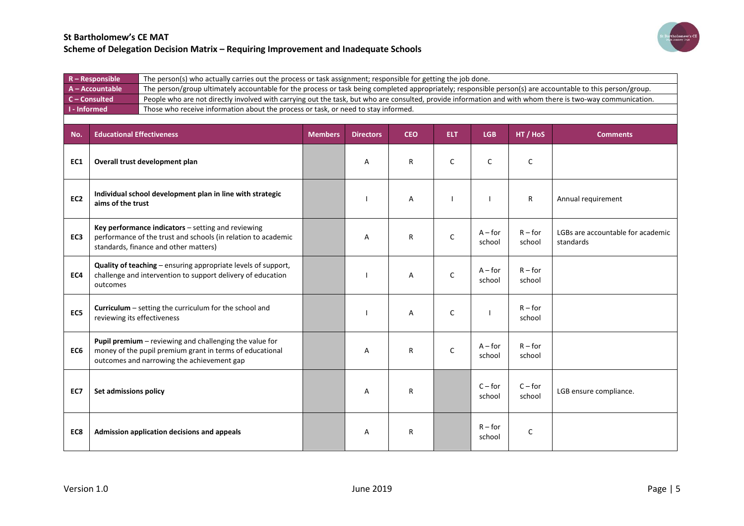## St Bartholomew's CE MAT
## Scheme of Delegation Decision Matrix – Requiring Improvement and Inadequate Schools

| | |
|---|---|
| **R – Responsible** | The person(s) who actually carries out the process or task assignment; responsible for getting the job done. |
| **A – Accountable** | The person/group ultimately accountable for the process or task being completed appropriately; responsible person(s) are accountable to this person/group. |
| **C – Consulted** | People who are not directly involved with carrying out the task, but who are consulted, provide information and with whom there is two-way communication. |
| **I - Informed** | Those who receive information about the process or task, or need to stay informed. |

| No. | Educational Effectiveness | Members | Directors | CEO | ELT | LGB | HT / HoS | Comments |
|---|---|---|---|---|---|---|---|---|
| EC1 | **Overall trust development plan** | | A | R | C | C | C | |
| EC2 | **Individual school development plan in line with strategic aims of the trust** | | I | A | I | I | R | Annual requirement |
| EC3 | **Key performance indicators** – setting and reviewing performance of the trust and schools (in relation to academic standards, finance and other matters) | | A | R | C | A – for school | R – for school | LGBs are accountable for academic standards |
| EC4 | **Quality of teaching** – ensuring appropriate levels of support, challenge and intervention to support delivery of education outcomes | | I | A | C | A – for school | R – for school | |
| EC5 | **Curriculum** – setting the curriculum for the school and reviewing its effectiveness | | I | A | C | I | R – for school | |
| EC6 | **Pupil premium** – reviewing and challenging the value for money of the pupil premium grant in terms of educational outcomes and narrowing the achievement gap | | A | R | C | A – for school | R – for school | |
| EC7 | **Set admissions policy** | | A | R | | C – for school | C – for school | LGB ensure compliance. |
| EC8 | **Admission application decisions and appeals** | | A | R | | R – for school | C | |

Version 1.0 June 2019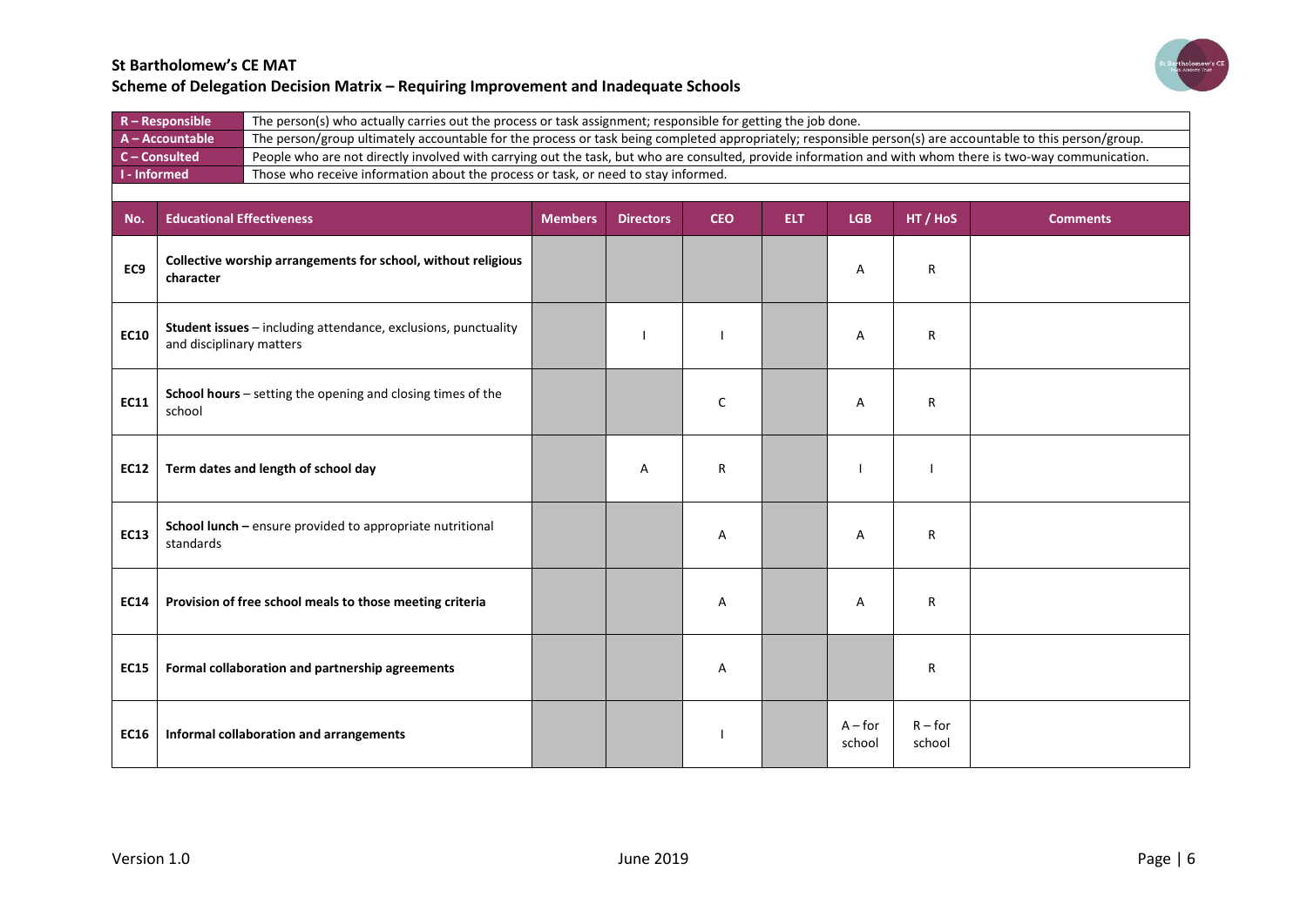**St Bartholomew's CE MAT**
**Scheme of Delegation Decision Matrix – Requiring Improvement and Inadequate Schools**

| | |
|---|---|
| **R – Responsible** | The person(s) who actually carries out the process or task assignment; responsible for getting the job done. |
| **A – Accountable** | The person/group ultimately accountable for the process or task being completed appropriately; responsible person(s) are accountable to this person/group. |
| **C – Consulted** | People who are not directly involved with carrying out the task, but who are consulted, provide information and with whom there is two-way communication. |
| **I - Informed** | Those who receive information about the process or task, or need to stay informed. |

| No. | Educational Effectiveness | Members | Directors | CEO | ELT | LGB | HT / HoS | Comments |
|---|---|---|---|---|---|---|---|---|
| EC9 | **Collective worship arrangements for school, without religious character** | | | | | A | R | |
| EC10 | **Student issues** – including attendance, exclusions, punctuality and disciplinary matters | | I | I | | A | R | |
| EC11 | **School hours** – setting the opening and closing times of the school | | | C | | A | R | |
| EC12 | **Term dates and length of school day** | | A | R | | I | I | |
| EC13 | **School lunch –** ensure provided to appropriate nutritional standards | | | A | | A | R | |
| EC14 | **Provision of free school meals to those meeting criteria** | | | A | | A | R | |
| EC15 | **Formal collaboration and partnership agreements** | | | A | | | R | |
| EC16 | **Informal collaboration and arrangements** | | | I | | A – for school | R – for school | |

Version 1.0 June 2019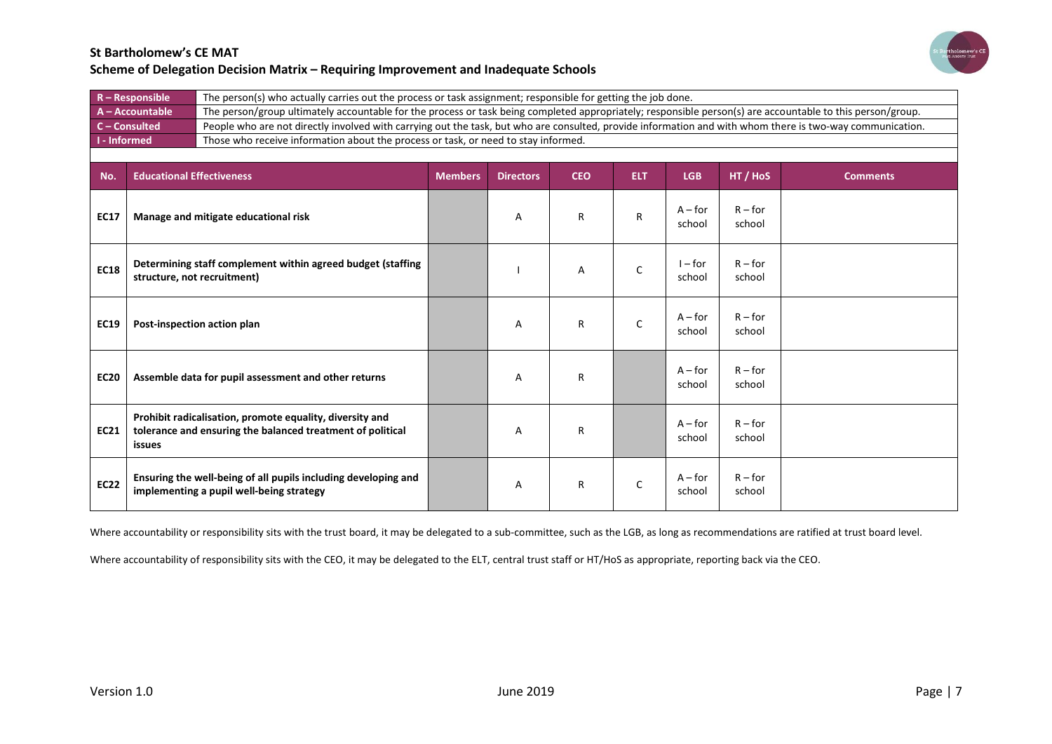**St Bartholomew's CE MAT**

**Scheme of Delegation Decision Matrix – Requiring Improvement and Inadequate Schools**

| | |
|---|---|
| **R – Responsible** | The person(s) who actually carries out the process or task assignment; responsible for getting the job done. |
| **A – Accountable** | The person/group ultimately accountable for the process or task being completed appropriately; responsible person(s) are accountable to this person/group. |
| **C – Consulted** | People who are not directly involved with carrying out the task, but who are consulted, provide information and with whom there is two-way communication. |
| **I - Informed** | Those who receive information about the process or task, or need to stay informed. |

| No. | Educational Effectiveness | Members | Directors | CEO | ELT | LGB | HT / HoS | Comments |
|---|---|---|---|---|---|---|---|---|
| **EC17** | **Manage and mitigate educational risk** | | A | R | R | A – for school | R – for school | |
| **EC18** | **Determining staff complement within agreed budget (staffing structure, not recruitment)** | | I | A | C | I – for school | R – for school | |
| **EC19** | **Post-inspection action plan** | | A | R | C | A – for school | R – for school | |
| **EC20** | **Assemble data for pupil assessment and other returns** | | A | R | | A – for school | R – for school | |
| **EC21** | **Prohibit radicalisation, promote equality, diversity and tolerance and ensuring the balanced treatment of political issues** | | A | R | | A – for school | R – for school | |
| **EC22** | **Ensuring the well-being of all pupils including developing and implementing a pupil well-being strategy** | | A | R | C | A – for school | R – for school | |

Where accountability or responsibility sits with the trust board, it may be delegated to a sub-committee, such as the LGB, as long as recommendations are ratified at trust board level.

Where accountability of responsibility sits with the CEO, it may be delegated to the ELT, central trust staff or HT/HoS as appropriate, reporting back via the CEO.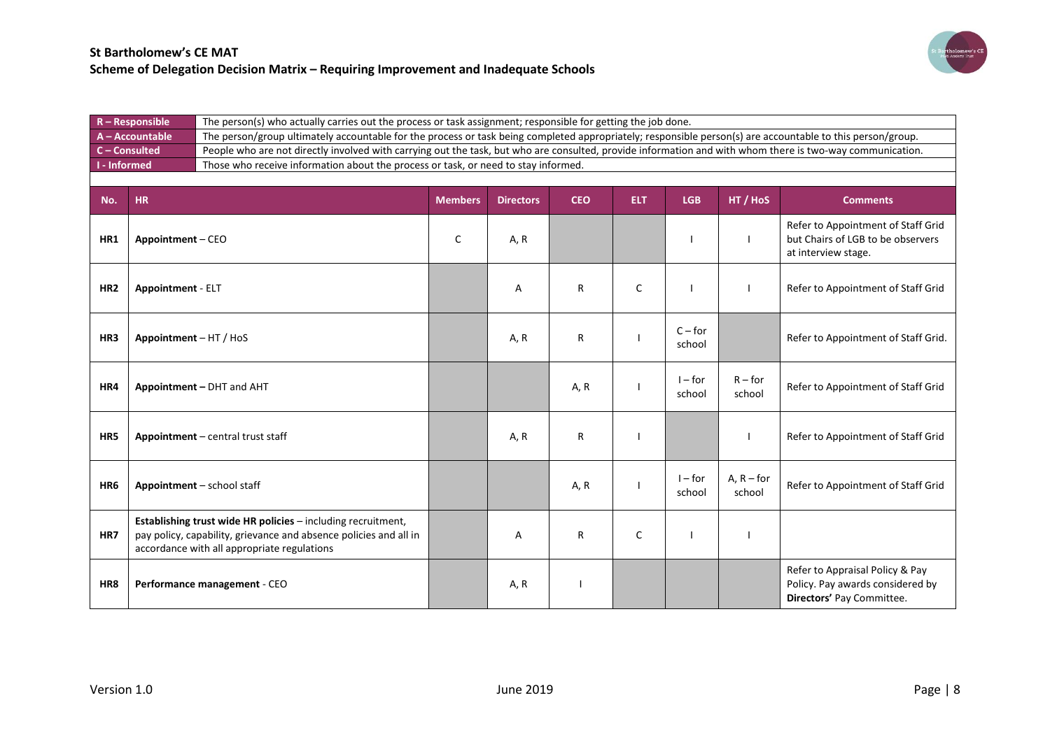**St Bartholomew's CE MAT**
**Scheme of Delegation Decision Matrix – Requiring Improvement and Inadequate Schools**

| | |
|---|---|
| **R – Responsible** | The person(s) who actually carries out the process or task assignment; responsible for getting the job done. |
| **A – Accountable** | The person/group ultimately accountable for the process or task being completed appropriately; responsible person(s) are accountable to this person/group. |
| **C – Consulted** | People who are not directly involved with carrying out the task, but who are consulted, provide information and with whom there is two-way communication. |
| **I - Informed** | Those who receive information about the process or task, or need to stay informed. |

| No. | HR | Members | Directors | CEO | ELT | LGB | HT / HoS | Comments |
|---|---|---|---|---|---|---|---|---|
| HR1 | **Appointment** – CEO | C | A, R | | | I | I | Refer to Appointment of Staff Grid but Chairs of LGB to be observers at interview stage. |
| HR2 | **Appointment** - ELT | | A | R | C | I | I | Refer to Appointment of Staff Grid |
| HR3 | **Appointment** – HT / HoS | | A, R | R | I | C – for school | | Refer to Appointment of Staff Grid. |
| HR4 | **Appointment –** DHT and AHT | | | A, R | I | I – for school | R – for school | Refer to Appointment of Staff Grid |
| HR5 | **Appointment** – central trust staff | | A, R | R | I | | I | Refer to Appointment of Staff Grid |
| HR6 | **Appointment** – school staff | | | A, R | I | I – for school | A, R – for school | Refer to Appointment of Staff Grid |
| HR7 | **Establishing trust wide HR policies** – including recruitment, pay policy, capability, grievance and absence policies and all in accordance with all appropriate regulations | | A | R | C | I | I | |
| HR8 | **Performance management** - CEO | | A, R | I | | | | Refer to Appraisal Policy & Pay Policy. Pay awards considered by **Directors'** Pay Committee. |

Version 1.0 June 2019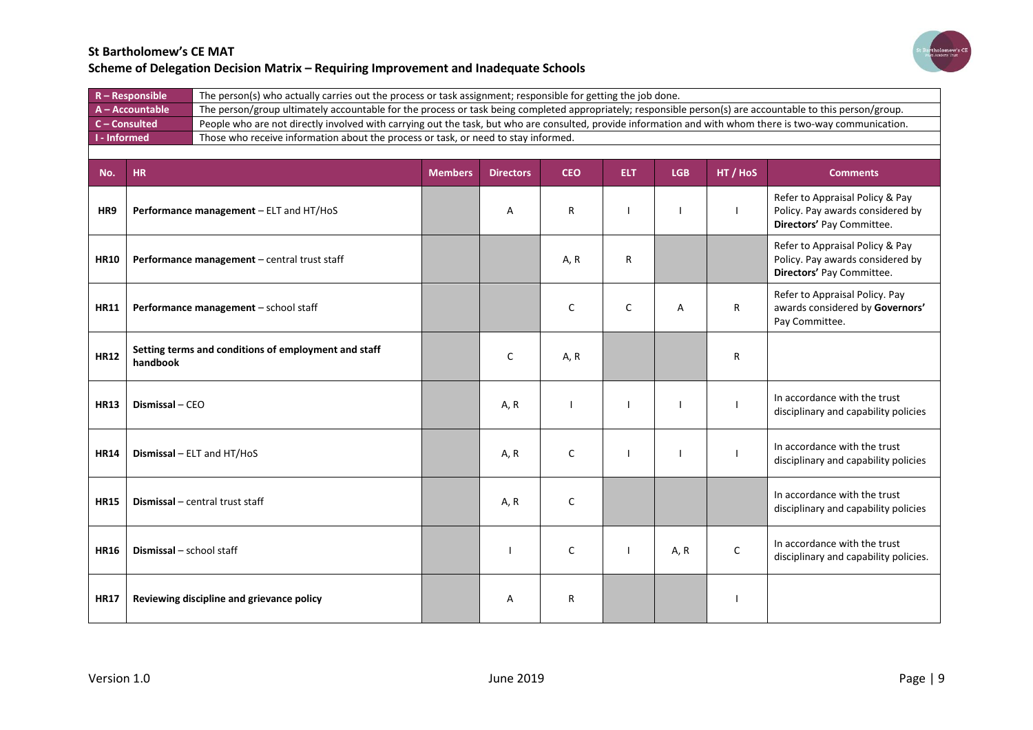**St Bartholomew's CE MAT**
**Scheme of Delegation Decision Matrix – Requiring Improvement and Inadequate Schools**

| | |
|---|---|
| **R – Responsible** | The person(s) who actually carries out the process or task assignment; responsible for getting the job done. |
| **A – Accountable** | The person/group ultimately accountable for the process or task being completed appropriately; responsible person(s) are accountable to this person/group. |
| **C – Consulted** | People who are not directly involved with carrying out the task, but who are consulted, provide information and with whom there is two-way communication. |
| **I - Informed** | Those who receive information about the process or task, or need to stay informed. |

| No. | HR | Members | Directors | CEO | ELT | LGB | HT / HoS | Comments |
|---|---|---|---|---|---|---|---|---|
| HR9 | **Performance management** – ELT and HT/HoS | | A | R | I | I | I | Refer to Appraisal Policy & Pay Policy. Pay awards considered by **Directors'** Pay Committee. |
| HR10 | **Performance management** – central trust staff | | | A, R | R | | | Refer to Appraisal Policy & Pay Policy. Pay awards considered by **Directors'** Pay Committee. |
| HR11 | **Performance management** – school staff | | | C | C | A | R | Refer to Appraisal Policy. Pay awards considered by **Governors'** Pay Committee. |
| HR12 | **Setting terms and conditions of employment and staff handbook** | | C | A, R | | | R | |
| HR13 | **Dismissal** – CEO | | A, R | I | I | I | I | In accordance with the trust disciplinary and capability policies |
| HR14 | **Dismissal** – ELT and HT/HoS | | A, R | C | I | I | I | In accordance with the trust disciplinary and capability policies |
| HR15 | **Dismissal** – central trust staff | | A, R | C | | | | In accordance with the trust disciplinary and capability policies |
| HR16 | **Dismissal** – school staff | | I | C | I | A, R | C | In accordance with the trust disciplinary and capability policies. |
| HR17 | **Reviewing discipline and grievance policy** | | A | R | | | I | |

Version 1.0 June 2019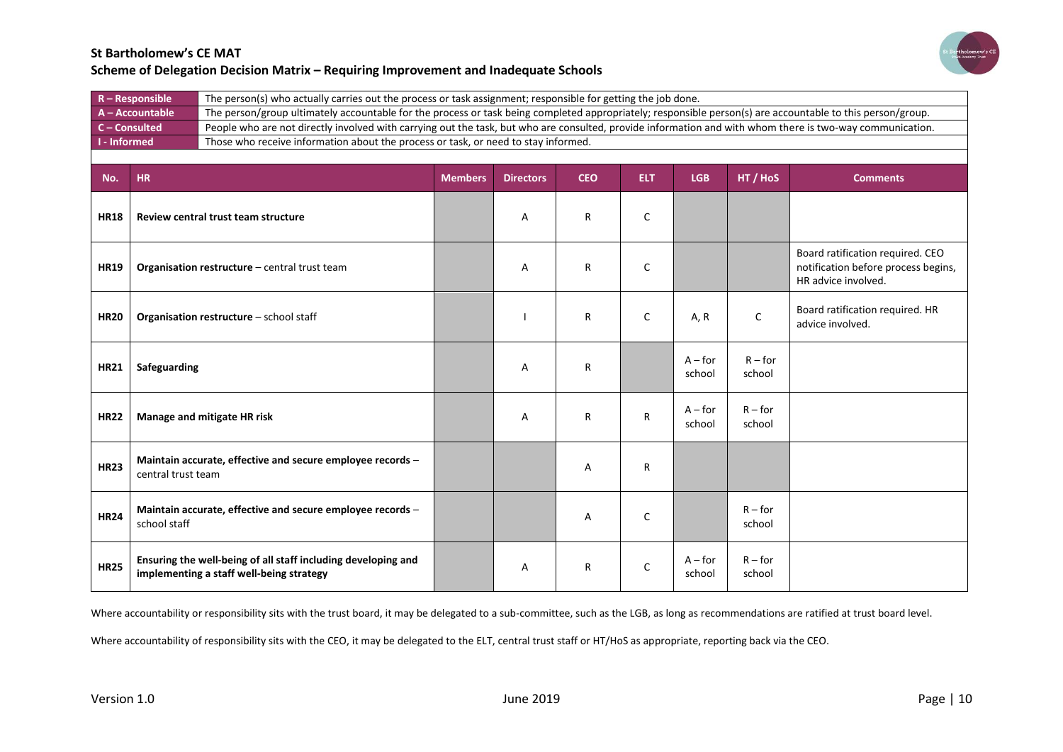## St Bartholomew's CE MAT

## Scheme of Delegation Decision Matrix – Requiring Improvement and Inadequate Schools

| | |
|---|---|
| **R – Responsible** | The person(s) who actually carries out the process or task assignment; responsible for getting the job done. |
| **A – Accountable** | The person/group ultimately accountable for the process or task being completed appropriately; responsible person(s) are accountable to this person/group. |
| **C – Consulted** | People who are not directly involved with carrying out the task, but who are consulted, provide information and with whom there is two-way communication. |
| **I - Informed** | Those who receive information about the process or task, or need to stay informed. |

| No. | HR | Members | Directors | CEO | ELT | LGB | HT / HoS | Comments |
|---|---|---|---|---|---|---|---|---|
| **HR18** | **Review central trust team structure** | | A | R | C | | | |
| **HR19** | **Organisation restructure** – central trust team | | A | R | C | | | Board ratification required. CEO notification before process begins, HR advice involved. |
| **HR20** | **Organisation restructure** – school staff | | I | R | C | A, R | C | Board ratification required. HR advice involved. |
| **HR21** | **Safeguarding** | | A | R | | A – for school | R – for school | |
| **HR22** | **Manage and mitigate HR risk** | | A | R | R | A – for school | R – for school | |
| **HR23** | **Maintain accurate, effective and secure employee records** – central trust team | | | A | R | | | |
| **HR24** | **Maintain accurate, effective and secure employee records** – school staff | | | A | C | | R – for school | |
| **HR25** | **Ensuring the well-being of all staff including developing and implementing a staff well-being strategy** | | A | R | C | A – for school | R – for school | |

Where accountability or responsibility sits with the trust board, it may be delegated to a sub-committee, such as the LGB, as long as recommendations are ratified at trust board level.

Where accountability of responsibility sits with the CEO, it may be delegated to the ELT, central trust staff or HT/HoS as appropriate, reporting back via the CEO.

Version 1.0 June 2019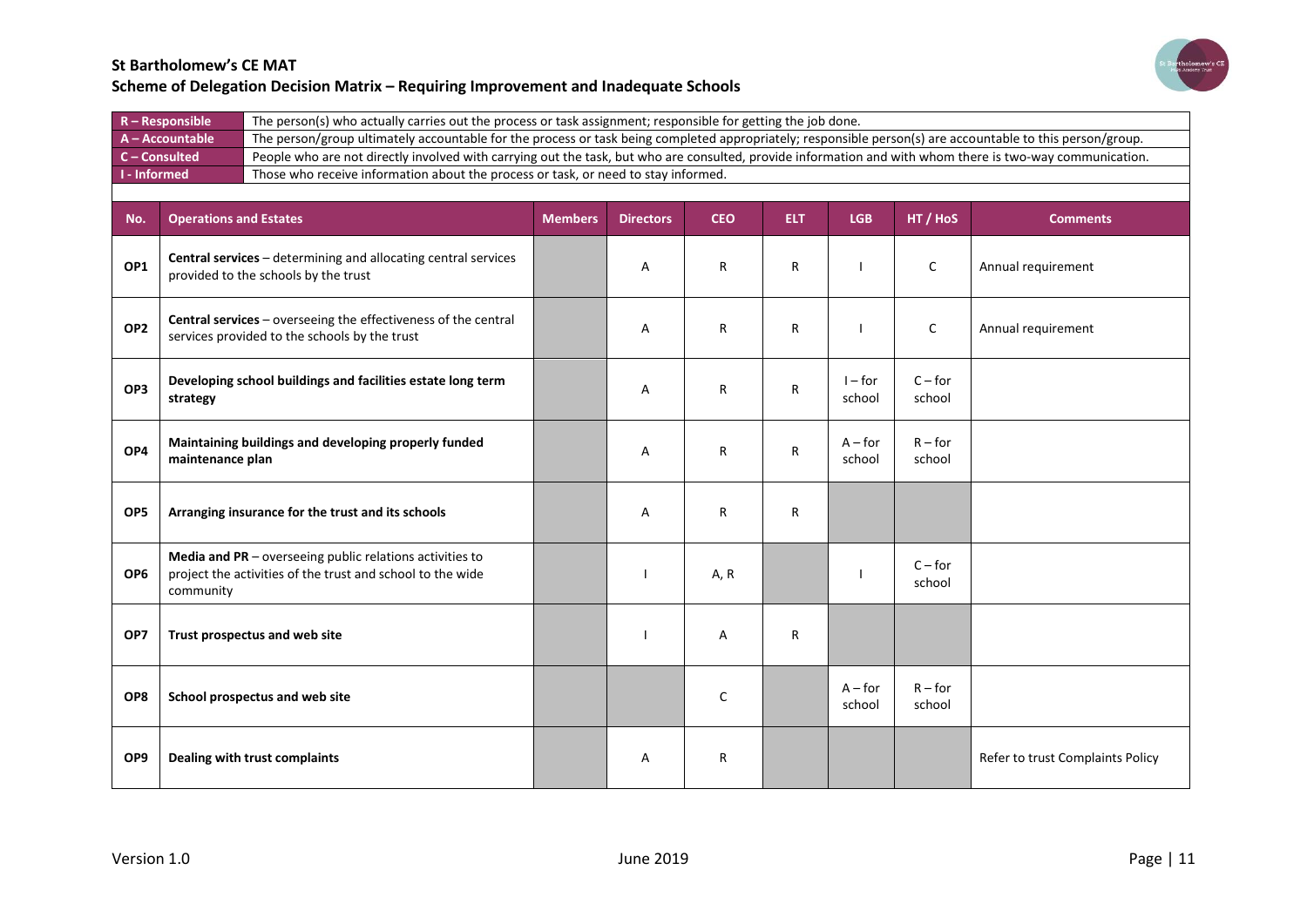**St Bartholomew's CE MAT**
**Scheme of Delegation Decision Matrix – Requiring Improvement and Inadequate Schools**

| | |
|---|---|
| **R – Responsible** | The person(s) who actually carries out the process or task assignment; responsible for getting the job done. |
| **A – Accountable** | The person/group ultimately accountable for the process or task being completed appropriately; responsible person(s) are accountable to this person/group. |
| **C – Consulted** | People who are not directly involved with carrying out the task, but who are consulted, provide information and with whom there is two-way communication. |
| **I - Informed** | Those who receive information about the process or task, or need to stay informed. |

| No. | Operations and Estates | Members | Directors | CEO | ELT | LGB | HT / HoS | Comments |
|---|---|---|---|---|---|---|---|---|
| OP1 | **Central services** – determining and allocating central services provided to the schools by the trust | | A | R | R | I | C | Annual requirement |
| OP2 | **Central services** – overseeing the effectiveness of the central services provided to the schools by the trust | | A | R | R | I | C | Annual requirement |
| OP3 | **Developing school buildings and facilities estate long term strategy** | | A | R | R | I – for school | C – for school | |
| OP4 | **Maintaining buildings and developing properly funded maintenance plan** | | A | R | R | A – for school | R – for school | |
| OP5 | **Arranging insurance for the trust and its schools** | | A | R | R | | | |
| OP6 | **Media and PR** – overseeing public relations activities to project the activities of the trust and school to the wide community | | I | A, R | | I | C – for school | |
| OP7 | **Trust prospectus and web site** | | I | A | R | | | |
| OP8 | **School prospectus and web site** | | | C | | A – for school | R – for school | |
| OP9 | **Dealing with trust complaints** | | A | R | | | | Refer to trust Complaints Policy |

Version 1.0 June 2019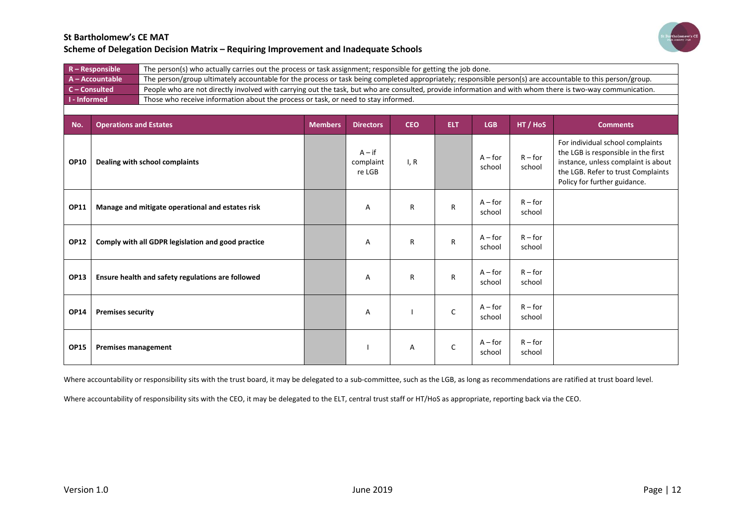**St Bartholomew's CE MAT**

**Scheme of Delegation Decision Matrix – Requiring Improvement and Inadequate Schools**

| | |
|---|---|
| **R – Responsible** | The person(s) who actually carries out the process or task assignment; responsible for getting the job done. |
| **A – Accountable** | The person/group ultimately accountable for the process or task being completed appropriately; responsible person(s) are accountable to this person/group. |
| **C – Consulted** | People who are not directly involved with carrying out the task, but who are consulted, provide information and with whom there is two-way communication. |
| **I - Informed** | Those who receive information about the process or task, or need to stay informed. |

| No. | Operations and Estates | Members | Directors | CEO | ELT | LGB | HT / HoS | Comments |
|---|---|---|---|---|---|---|---|---|
| **OP10** | **Dealing with school complaints** | | A – if complaint re LGB | I, R | | A – for school | R – for school | For individual school complaints the LGB is responsible in the first instance, unless complaint is about the LGB. Refer to trust Complaints Policy for further guidance. |
| **OP11** | **Manage and mitigate operational and estates risk** | | A | R | R | A – for school | R – for school | |
| **OP12** | **Comply with all GDPR legislation and good practice** | | A | R | R | A – for school | R – for school | |
| **OP13** | **Ensure health and safety regulations are followed** | | A | R | R | A – for school | R – for school | |
| **OP14** | **Premises security** | | A | I | C | A – for school | R – for school | |
| **OP15** | **Premises management** | | I | A | C | A – for school | R – for school | |

Where accountability or responsibility sits with the trust board, it may be delegated to a sub-committee, such as the LGB, as long as recommendations are ratified at trust board level.

Where accountability of responsibility sits with the CEO, it may be delegated to the ELT, central trust staff or HT/HoS as appropriate, reporting back via the CEO.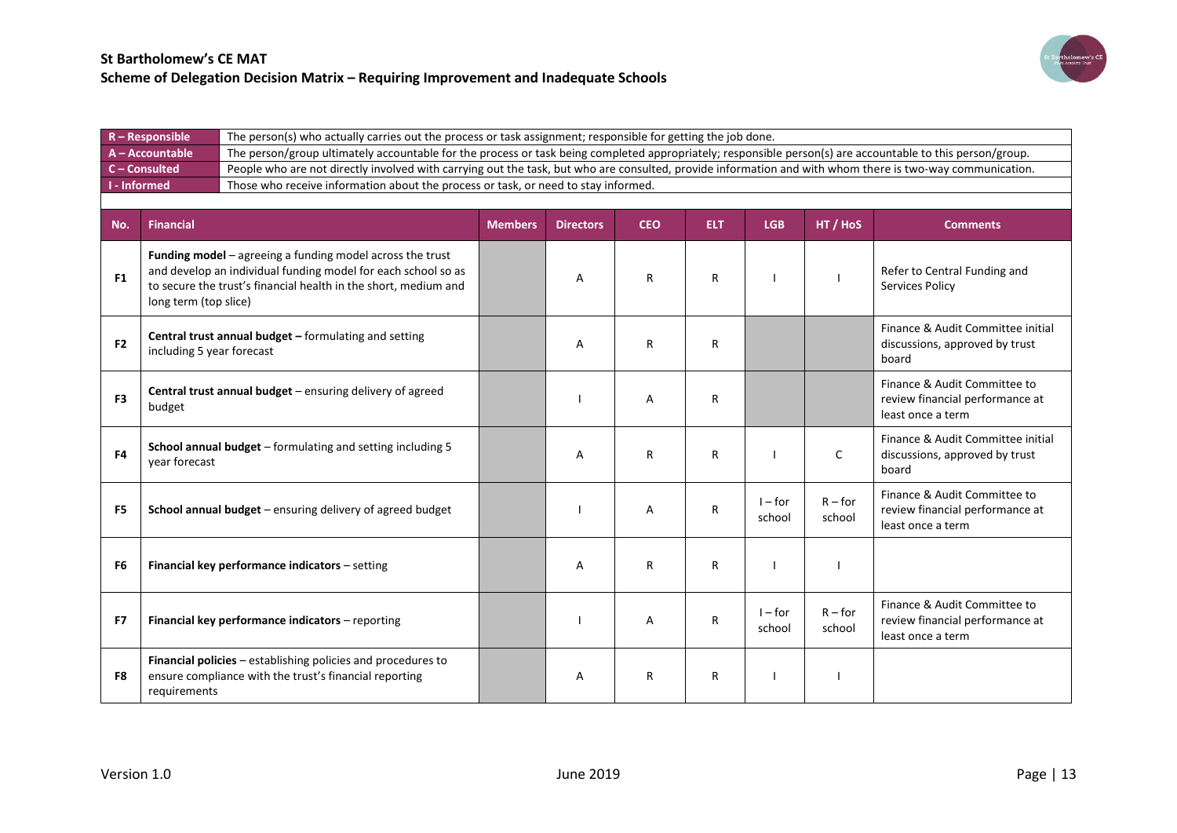**St Bartholomew's CE MAT**
**Scheme of Delegation Decision Matrix – Requiring Improvement and Inadequate Schools**

| | |
|---|---|
| **R – Responsible** | The person(s) who actually carries out the process or task assignment; responsible for getting the job done. |
| **A – Accountable** | The person/group ultimately accountable for the process or task being completed appropriately; responsible person(s) are accountable to this person/group. |
| **C – Consulted** | People who are not directly involved with carrying out the task, but who are consulted, provide information and with whom there is two-way communication. |
| **I - Informed** | Those who receive information about the process or task, or need to stay informed. |

| No. | Financial | Members | Directors | CEO | ELT | LGB | HT / HoS | Comments |
|---|---|---|---|---|---|---|---|---|
| F1 | **Funding model** – agreeing a funding model across the trust and develop an individual funding model for each school so as to secure the trust's financial health in the short, medium and long term (top slice) | | A | R | R | I | I | Refer to Central Funding and Services Policy |
| F2 | **Central trust annual budget –** formulating and setting including 5 year forecast | | A | R | R | | | Finance & Audit Committee initial discussions, approved by trust board |
| F3 | **Central trust annual budget** – ensuring delivery of agreed budget | | I | A | R | | | Finance & Audit Committee to review financial performance at least once a term |
| F4 | **School annual budget** – formulating and setting including 5 year forecast | | A | R | R | I | C | Finance & Audit Committee initial discussions, approved by trust board |
| F5 | **School annual budget** – ensuring delivery of agreed budget | | I | A | R | I – for school | R – for school | Finance & Audit Committee to review financial performance at least once a term |
| F6 | **Financial key performance indicators** – setting | | A | R | R | I | I | |
| F7 | **Financial key performance indicators** – reporting | | I | A | R | I – for school | R – for school | Finance & Audit Committee to review financial performance at least once a term |
| F8 | **Financial policies** – establishing policies and procedures to ensure compliance with the trust's financial reporting requirements | | A | R | R | I | I | |

Version 1.0 June 2019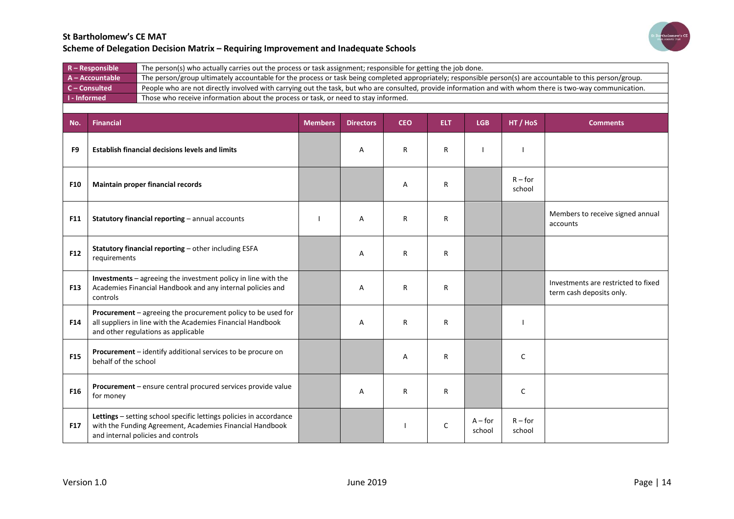## St Bartholomew's CE MAT
## Scheme of Delegation Decision Matrix – Requiring Improvement and Inadequate Schools

| | |
|---|---|
| **R – Responsible** | The person(s) who actually carries out the process or task assignment; responsible for getting the job done. |
| **A – Accountable** | The person/group ultimately accountable for the process or task being completed appropriately; responsible person(s) are accountable to this person/group. |
| **C – Consulted** | People who are not directly involved with carrying out the task, but who are consulted, provide information and with whom there is two-way communication. |
| **I - Informed** | Those who receive information about the process or task, or need to stay informed. |

| No. | Financial | Members | Directors | CEO | ELT | LGB | HT / HoS | Comments |
|---|---|---|---|---|---|---|---|---|
| F9 | **Establish financial decisions levels and limits** | | A | R | R | I | I | |
| F10 | **Maintain proper financial records** | | | A | R | | R – for school | |
| F11 | **Statutory financial reporting** – annual accounts | I | A | R | R | | | Members to receive signed annual accounts |
| F12 | **Statutory financial reporting** – other including ESFA requirements | | A | R | R | | | |
| F13 | **Investments** – agreeing the investment policy in line with the Academies Financial Handbook and any internal policies and controls | | A | R | R | | | Investments are restricted to fixed term cash deposits only. |
| F14 | **Procurement** – agreeing the procurement policy to be used for all suppliers in line with the Academies Financial Handbook and other regulations as applicable | | A | R | R | | I | |
| F15 | **Procurement** – identify additional services to be procure on behalf of the school | | | A | R | | C | |
| F16 | **Procurement** – ensure central procured services provide value for money | | A | R | R | | C | |
| F17 | **Lettings** – setting school specific lettings policies in accordance with the Funding Agreement, Academies Financial Handbook and internal policies and controls | | | I | C | A – for school | R – for school | |

Version 1.0 June 2019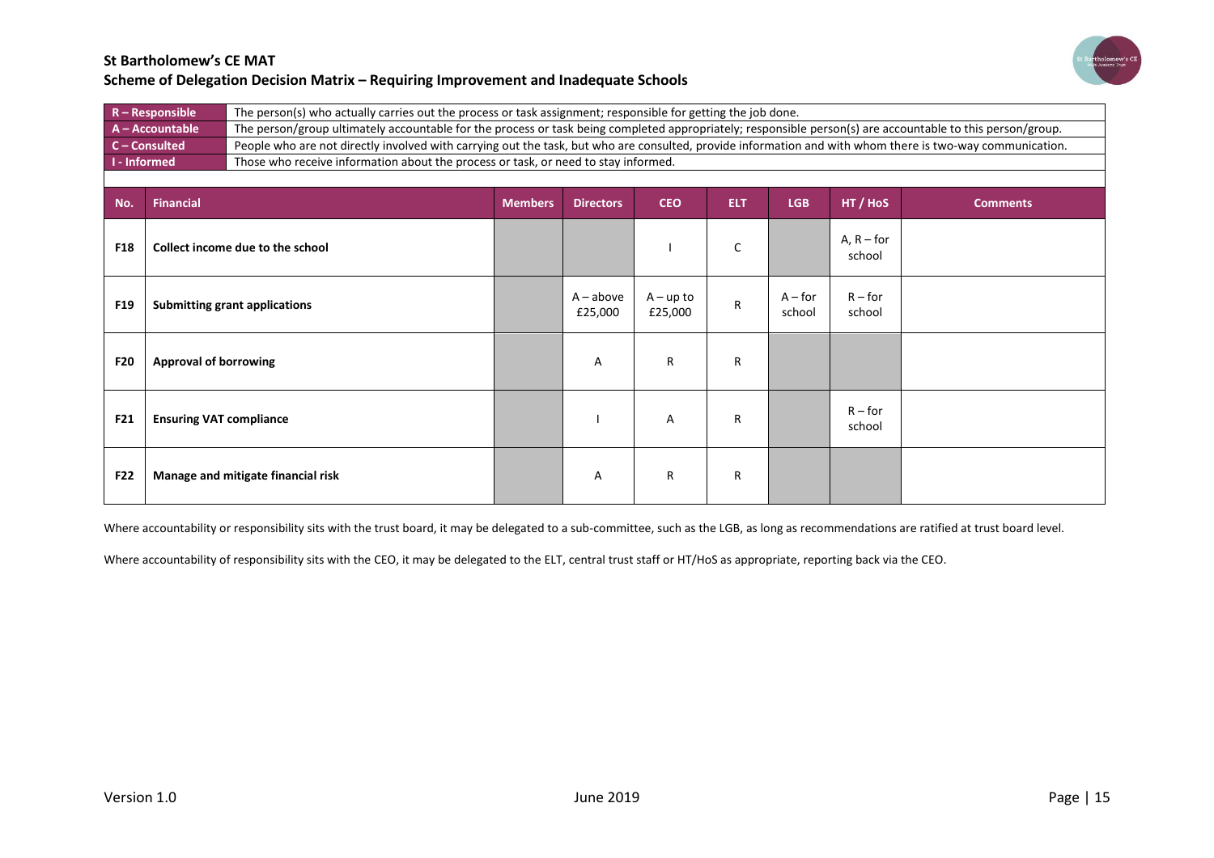## St Bartholomew's CE MAT

## Scheme of Delegation Decision Matrix – Requiring Improvement and Inadequate Schools

| | |
|---|---|
| **R – Responsible** | The person(s) who actually carries out the process or task assignment; responsible for getting the job done. |
| **A – Accountable** | The person/group ultimately accountable for the process or task being completed appropriately; responsible person(s) are accountable to this person/group. |
| **C – Consulted** | People who are not directly involved with carrying out the task, but who are consulted, provide information and with whom there is two-way communication. |
| **I - Informed** | Those who receive information about the process or task, or need to stay informed. |

| No. | Financial | Members | Directors | CEO | ELT | LGB | HT / HoS | Comments |
|---|---|---|---|---|---|---|---|---|
| **F18** | **Collect income due to the school** | | | I | C | | A, R – for school | |
| **F19** | **Submitting grant applications** | | A – above £25,000 | A – up to £25,000 | R | A – for school | R – for school | |
| **F20** | **Approval of borrowing** | | A | R | R | | | |
| **F21** | **Ensuring VAT compliance** | | I | A | R | | R – for school | |
| **F22** | **Manage and mitigate financial risk** | | A | R | R | | | |

Where accountability or responsibility sits with the trust board, it may be delegated to a sub-committee, such as the LGB, as long as recommendations are ratified at trust board level.

Where accountability of responsibility sits with the CEO, it may be delegated to the ELT, central trust staff or HT/HoS as appropriate, reporting back via the CEO.

Version 1.0 June 2019